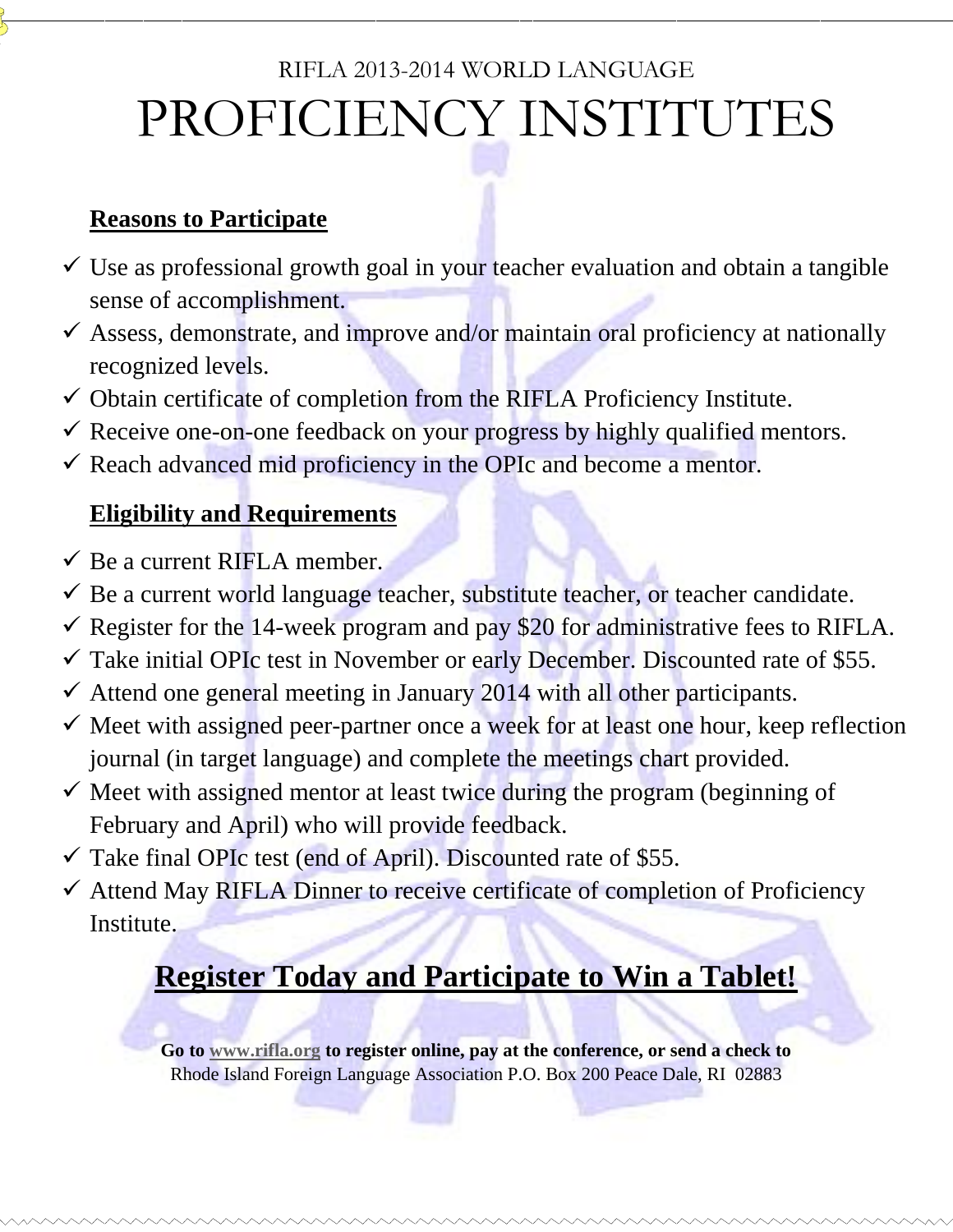RIFLA 2013-2014 WORLD LANGUAGE

# PROFICIENCY INSTITUTES

## Reasons to Participate

- ✓ Use as professional growth goal in your teacher evaluation and obtain a tangible sense of accomplishment.
- ✓ Assess, demonstrate, and improve and/or maintain oral proficiency at nationally recognized levels.
- ✓ Obtain certificate of completion from the RIFLA Proficiency Institute.
- ✓ Receive one-on-one feedback on your progress by highly qualified mentors.
- ✓ Reach advanced mid proficiency in the OPIc and become a mentor.

## Eligibility and Requirements

- ✓ Be a current RIFLA member.
- ✓ Be a current world language teacher, substitute teacher, or teacher candidate.
- ✓ Register for the 14-week program and pay $20 for administrative fees to RIFLA.
- ✓ Take initial OPIc test in November or early December. Discounted rate of $55.
- ✓ Attend one general meeting in January 2014 with all other participants.
- ✓ Meet with assigned peer-partner once a week for at least one hour, keep reflection journal (in target language) and complete the meetings chart provided.
- ✓ Meet with assigned mentor at least twice during the program (beginning of February and April) who will provide feedback.
- ✓ Take final OPIc test (end of April). Discounted rate of $55.
- ✓ Attend May RIFLA Dinner to receive certificate of completion of Proficiency Institute.

## Register Today and Participate to Win a Tablet!

**Go to www.rifla.org to register online, pay at the conference, or send a check to**
Rhode Island Foreign Language Association P.O. Box 200 Peace Dale, RI 02883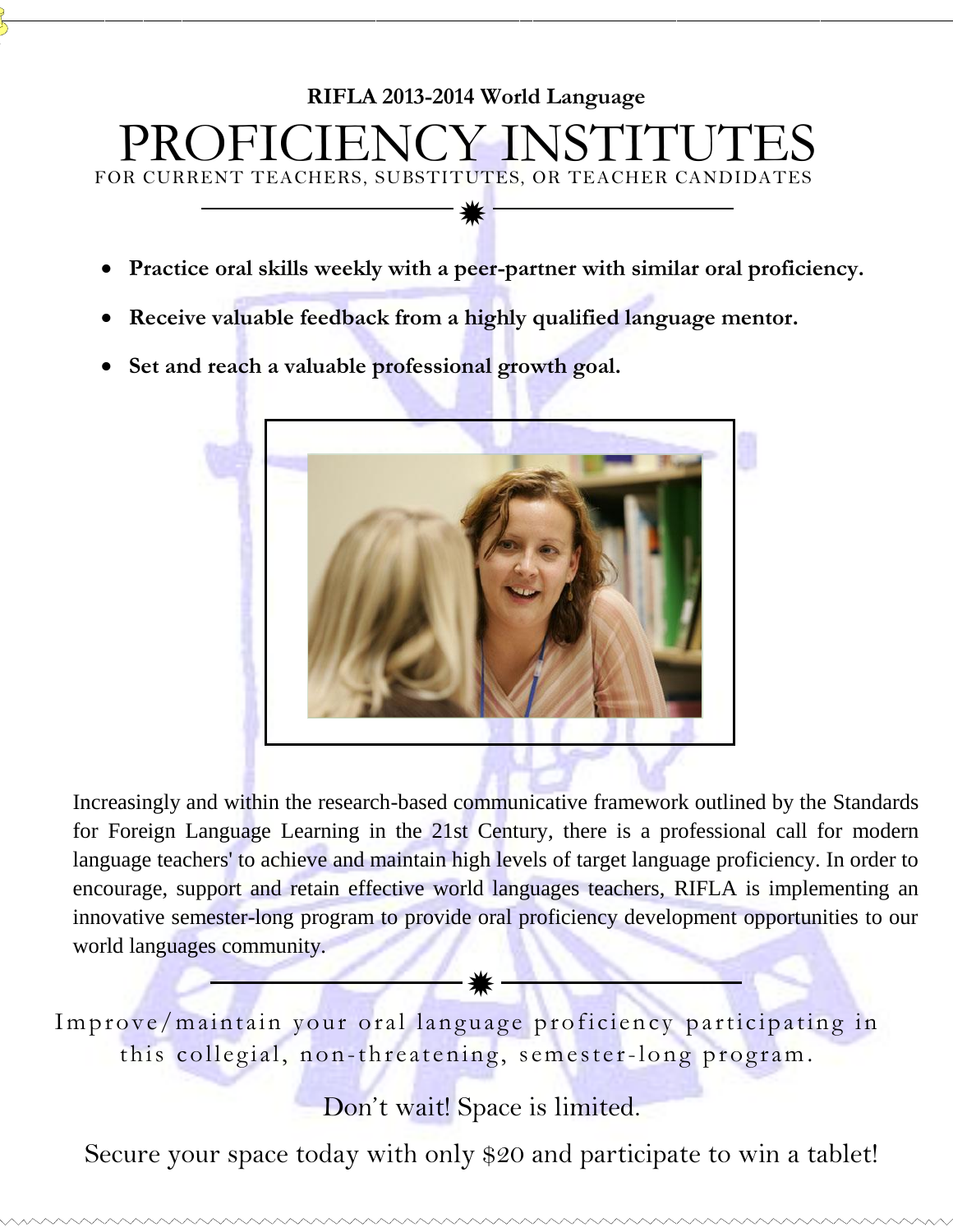RIFLA 2013-2014 World Language

# PROFICIENCY INSTITUTES

FOR CURRENT TEACHERS, SUBSTITUTES, OR TEACHER CANDIDATES

- **Practice oral skills weekly with a peer-partner with similar oral proficiency.**
- **Receive valuable feedback from a highly qualified language mentor.**
- **Set and reach a valuable professional growth goal.**

Increasingly and within the research-based communicative framework outlined by the Standards for Foreign Language Learning in the 21st Century, there is a professional call for modern language teachers' to achieve and maintain high levels of target language proficiency. In order to encourage, support and retain effective world languages teachers, RIFLA is implementing an innovative semester-long program to provide oral proficiency development opportunities to our world languages community.

Improve/maintain your oral language proficiency participating in this collegial, non-threatening, semester-long program.

Don't wait! Space is limited.

Secure your space today with only $20 and participate to win a tablet!